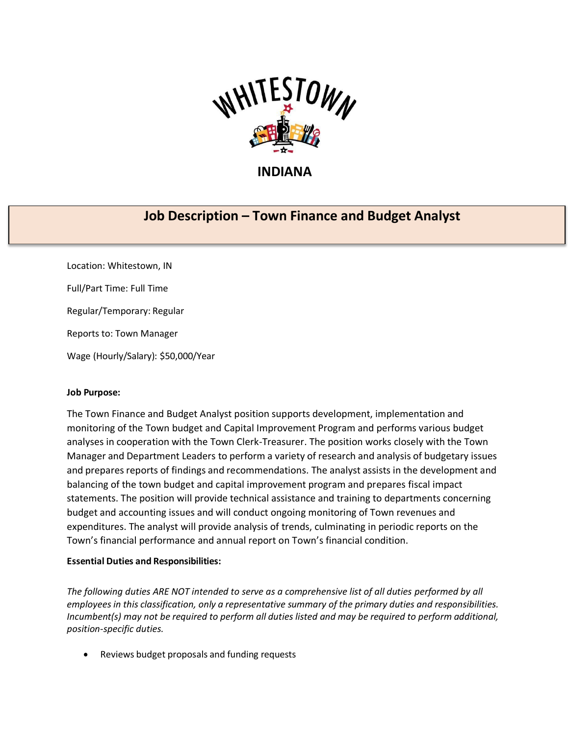WHITESTOWN

INDIANA

# Job Description – Town Finance and Budget Analyst

Location: Whitestown, IN

Full/Part Time: Full Time

Regular/Temporary: Regular

Reports to: Town Manager

Wage (Hourly/Salary): $50,000/Year

**Job Purpose:**

The Town Finance and Budget Analyst position supports development, implementation and monitoring of the Town budget and Capital Improvement Program and performs various budget analyses in cooperation with the Town Clerk-Treasurer. The position works closely with the Town Manager and Department Leaders to perform a variety of research and analysis of budgetary issues and prepares reports of findings and recommendations. The analyst assists in the development and balancing of the town budget and capital improvement program and prepares fiscal impact statements. The position will provide technical assistance and training to departments concerning budget and accounting issues and will conduct ongoing monitoring of Town revenues and expenditures. The analyst will provide analysis of trends, culminating in periodic reports on the Town's financial performance and annual report on Town's financial condition.

**Essential Duties and Responsibilities:**

*The following duties ARE NOT intended to serve as a comprehensive list of all duties performed by all employees in this classification, only a representative summary of the primary duties and responsibilities. Incumbent(s) may not be required to perform all duties listed and may be required to perform additional, position-specific duties.*

- Reviews budget proposals and funding requests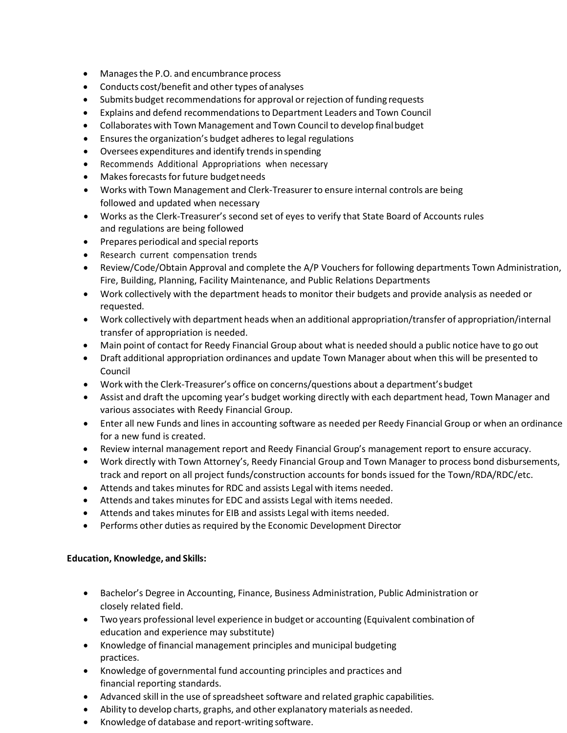- Manages the P.O. and encumbrance process
- Conducts cost/benefit and other types of analyses
- Submits budget recommendations for approval or rejection of funding requests
- Explains and defend recommendations to Department Leaders and Town Council
- Collaborates with Town Management and Town Council to develop final budget
- Ensures the organization's budget adheres to legal regulations
- Oversees expenditures and identify trends in spending
- Recommends Additional Appropriations when necessary
- Makes forecasts for future budget needs
- Works with Town Management and Clerk-Treasurer to ensure internal controls are being followed and updated when necessary
- Works as the Clerk-Treasurer's second set of eyes to verify that State Board of Accounts rules and regulations are being followed
- Prepares periodical and special reports
- Research current compensation trends
- Review/Code/Obtain Approval and complete the A/P Vouchers for following departments Town Administration, Fire, Building, Planning, Facility Maintenance, and Public Relations Departments
- Work collectively with the department heads to monitor their budgets and provide analysis as needed or requested.
- Work collectively with department heads when an additional appropriation/transfer of appropriation/internal transfer of appropriation is needed.
- Main point of contact for Reedy Financial Group about what is needed should a public notice have to go out
- Draft additional appropriation ordinances and update Town Manager about when this will be presented to Council
- Work with the Clerk-Treasurer's office on concerns/questions about a department's budget
- Assist and draft the upcoming year's budget working directly with each department head, Town Manager and various associates with Reedy Financial Group.
- Enter all new Funds and lines in accounting software as needed per Reedy Financial Group or when an ordinance for a new fund is created.
- Review internal management report and Reedy Financial Group's management report to ensure accuracy.
- Work directly with Town Attorney's, Reedy Financial Group and Town Manager to process bond disbursements, track and report on all project funds/construction accounts for bonds issued for the Town/RDA/RDC/etc.
- Attends and takes minutes for RDC and assists Legal with items needed.
- Attends and takes minutes for EDC and assists Legal with items needed.
- Attends and takes minutes for EIB and assists Legal with items needed.
- Performs other duties as required by the Economic Development Director

**Education, Knowledge, and Skills:**

- Bachelor's Degree in Accounting, Finance, Business Administration, Public Administration or closely related field.
- Two years professional level experience in budget or accounting (Equivalent combination of education and experience may substitute)
- Knowledge of financial management principles and municipal budgeting practices.
- Knowledge of governmental fund accounting principles and practices and financial reporting standards.
- Advanced skill in the use of spreadsheet software and related graphic capabilities.
- Ability to develop charts, graphs, and other explanatory materials as needed.
- Knowledge of database and report-writing software.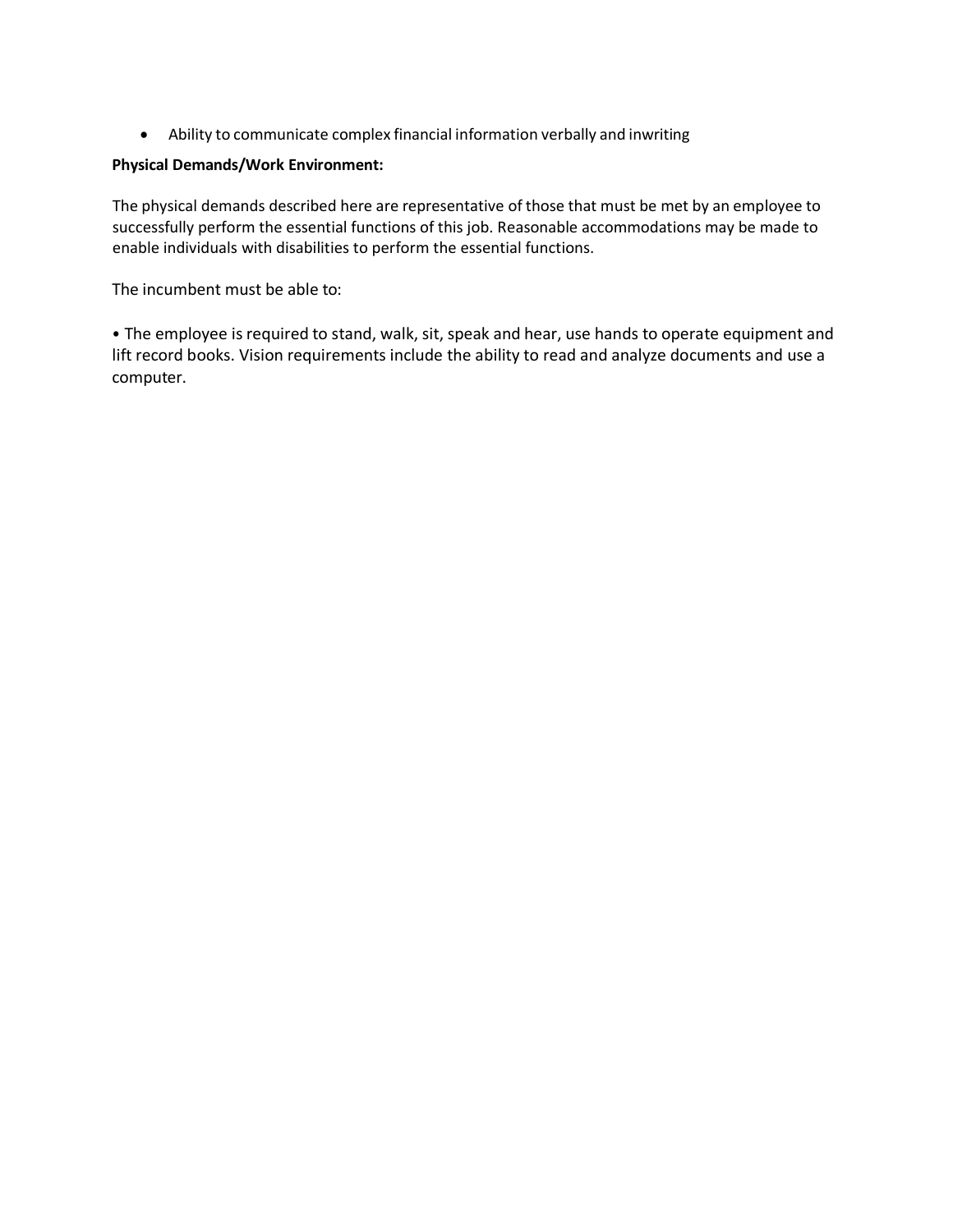- Ability to communicate complex financial information verbally and inwriting

**Physical Demands/Work Environment:**

The physical demands described here are representative of those that must be met by an employee to successfully perform the essential functions of this job. Reasonable accommodations may be made to enable individuals with disabilities to perform the essential functions.

The incumbent must be able to:

• The employee is required to stand, walk, sit, speak and hear, use hands to operate equipment and lift record books. Vision requirements include the ability to read and analyze documents and use a computer.